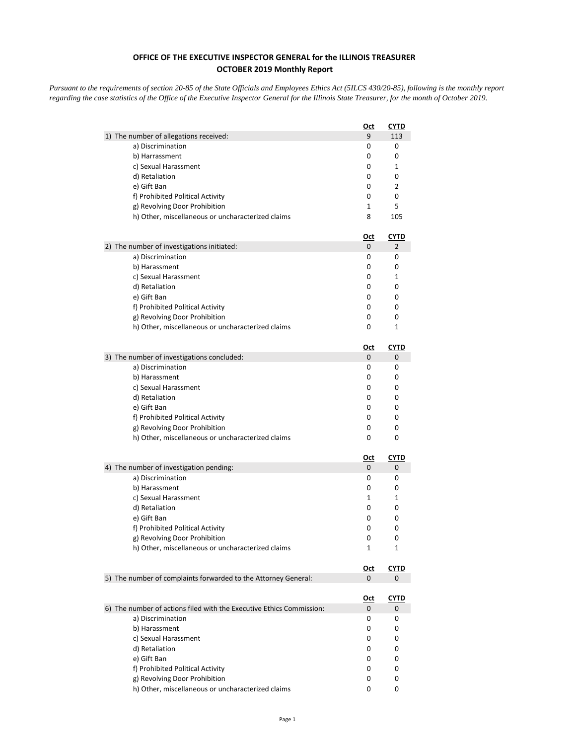# OFFICE OF THE EXECUTIVE INSPECTOR GENERAL for the ILLINOIS TREASURER
## OCTOBER 2019 Monthly Report

*Pursuant to the requirements of section 20-85 of the State Officials and Employees Ethics Act (5ILCS 430/20-85), following is the monthly report regarding the case statistics of the Office of the Executive Inspector General for the Illinois State Treasurer, for the month of October 2019.*

| | Oct | CYTD |
|---|---|---|
| **1) The number of allegations received:** | 9 | 113 |
| a) Discrimination | 0 | 0 |
| b) Harrassment | 0 | 0 |
| c) Sexual Harassment | 0 | 1 |
| d) Retaliation | 0 | 0 |
| e) Gift Ban | 0 | 2 |
| f) Prohibited Political Activity | 0 | 0 |
| g) Revolving Door Prohibition | 1 | 5 |
| h) Other, miscellaneous or uncharacterized claims | 8 | 105 |

| | Oct | CYTD |
|---|---|---|
| **2) The number of investigations initiated:** | 0 | 2 |
| a) Discrimination | 0 | 0 |
| b) Harassment | 0 | 0 |
| c) Sexual Harassment | 0 | 1 |
| d) Retaliation | 0 | 0 |
| e) Gift Ban | 0 | 0 |
| f) Prohibited Political Activity | 0 | 0 |
| g) Revolving Door Prohibition | 0 | 0 |
| h) Other, miscellaneous or uncharacterized claims | 0 | 1 |

| | Oct | CYTD |
|---|---|---|
| **3) The number of investigations concluded:** | 0 | 0 |
| a) Discrimination | 0 | 0 |
| b) Harassment | 0 | 0 |
| c) Sexual Harassment | 0 | 0 |
| d) Retaliation | 0 | 0 |
| e) Gift Ban | 0 | 0 |
| f) Prohibited Political Activity | 0 | 0 |
| g) Revolving Door Prohibition | 0 | 0 |
| h) Other, miscellaneous or uncharacterized claims | 0 | 0 |

| | Oct | CYTD |
|---|---|---|
| **4) The number of investigation pending:** | 0 | 0 |
| a) Discrimination | 0 | 0 |
| b) Harassment | 0 | 0 |
| c) Sexual Harassment | 1 | 1 |
| d) Retaliation | 0 | 0 |
| e) Gift Ban | 0 | 0 |
| f) Prohibited Political Activity | 0 | 0 |
| g) Revolving Door Prohibition | 0 | 0 |
| h) Other, miscellaneous or uncharacterized claims | 1 | 1 |

| | Oct | CYTD |
|---|---|---|
| **5) The number of complaints forwarded to the Attorney General:** | 0 | 0 |

| | Oct | CYTD |
|---|---|---|
| **6) The number of actions filed with the Executive Ethics Commission:** | 0 | 0 |
| a) Discrimination | 0 | 0 |
| b) Harassment | 0 | 0 |
| c) Sexual Harassment | 0 | 0 |
| d) Retaliation | 0 | 0 |
| e) Gift Ban | 0 | 0 |
| f) Prohibited Political Activity | 0 | 0 |
| g) Revolving Door Prohibition | 0 | 0 |
| h) Other, miscellaneous or uncharacterized claims | 0 | 0 |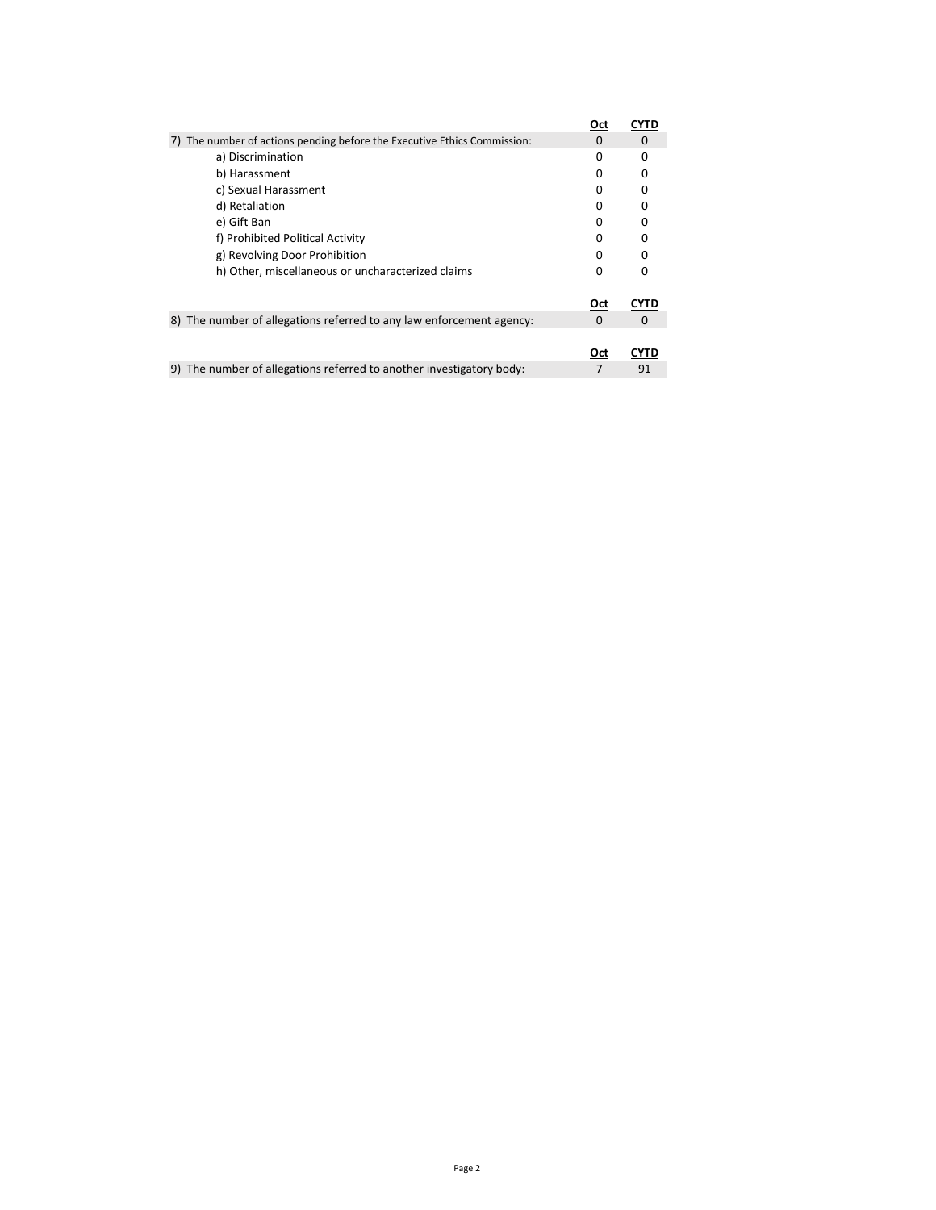| | Oct | CYTD |
|---|---|---|
| 7) The number of actions pending before the Executive Ethics Commission: | 0 | 0 |
| a) Discrimination | 0 | 0 |
| b) Harassment | 0 | 0 |
| c) Sexual Harassment | 0 | 0 |
| d) Retaliation | 0 | 0 |
| e) Gift Ban | 0 | 0 |
| f) Prohibited Political Activity | 0 | 0 |
| g) Revolving Door Prohibition | 0 | 0 |
| h) Other, miscellaneous or uncharacterized claims | 0 | 0 |

| | Oct | CYTD |
|---|---|---|
| 8) The number of allegations referred to any law enforcement agency: | 0 | 0 |

| | Oct | CYTD |
|---|---|---|
| 9) The number of allegations referred to another investigatory body: | 7 | 91 |